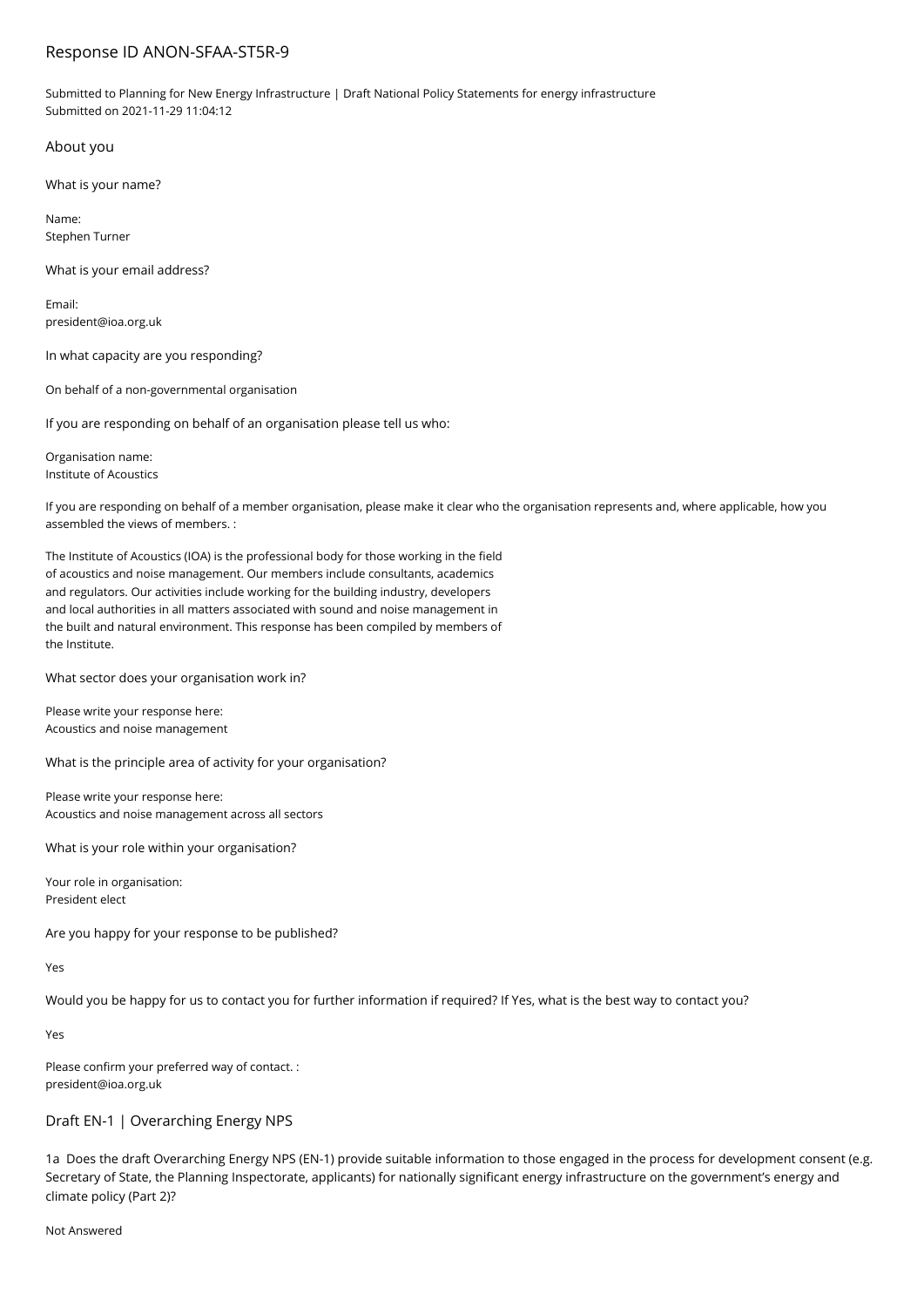# Response ID ANON-SFAA-ST5R-9

Submitted to Planning for New Energy Infrastructure | Draft National Policy Statements for energy infrastructure
Submitted on 2021-11-29 11:04:12

## About you

What is your name?

Name:
Stephen Turner

What is your email address?

Email:
president@ioa.org.uk

In what capacity are you responding?

On behalf of a non-governmental organisation

If you are responding on behalf of an organisation please tell us who:

Organisation name:
Institute of Acoustics

If you are responding on behalf of a member organisation, please make it clear who the organisation represents and, where applicable, how you assembled the views of members. :

The Institute of Acoustics (IOA) is the professional body for those working in the field of acoustics and noise management. Our members include consultants, academics and regulators. Our activities include working for the building industry, developers and local authorities in all matters associated with sound and noise management in the built and natural environment. This response has been compiled by members of the Institute.

What sector does your organisation work in?

Please write your response here:
Acoustics and noise management

What is the principle area of activity for your organisation?

Please write your response here:
Acoustics and noise management across all sectors

What is your role within your organisation?

Your role in organisation:
President elect

Are you happy for your response to be published?

Yes

Would you be happy for us to contact you for further information if required? If Yes, what is the best way to contact you?

Yes

Please confirm your preferred way of contact. :
president@ioa.org.uk

## Draft EN-1 | Overarching Energy NPS

1a Does the draft Overarching Energy NPS (EN-1) provide suitable information to those engaged in the process for development consent (e.g. Secretary of State, the Planning Inspectorate, applicants) for nationally significant energy infrastructure on the government's energy and climate policy (Part 2)?

Not Answered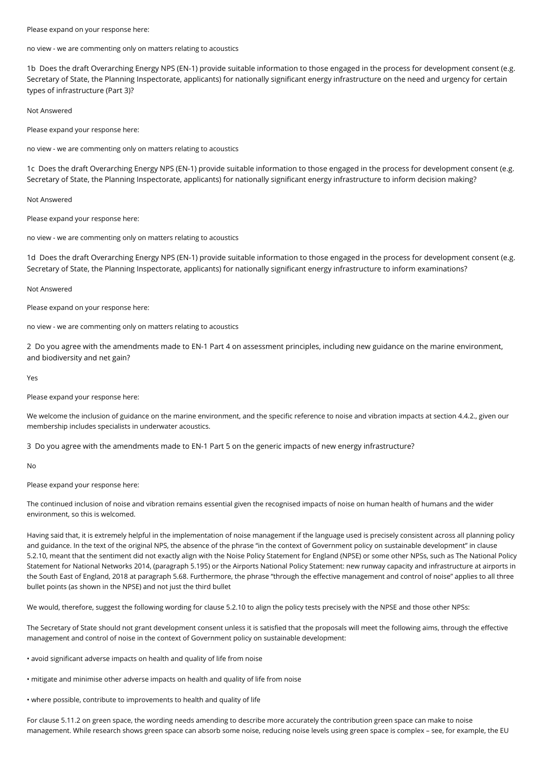Please expand on your response here:

no view - we are commenting only on matters relating to acoustics

1b Does the draft Overarching Energy NPS (EN-1) provide suitable information to those engaged in the process for development consent (e.g. Secretary of State, the Planning Inspectorate, applicants) for nationally significant energy infrastructure on the need and urgency for certain types of infrastructure (Part 3)?

Not Answered

Please expand your response here:

no view - we are commenting only on matters relating to acoustics

1c Does the draft Overarching Energy NPS (EN-1) provide suitable information to those engaged in the process for development consent (e.g. Secretary of State, the Planning Inspectorate, applicants) for nationally significant energy infrastructure to inform decision making?

Not Answered

Please expand your response here:

no view - we are commenting only on matters relating to acoustics

1d Does the draft Overarching Energy NPS (EN-1) provide suitable information to those engaged in the process for development consent (e.g. Secretary of State, the Planning Inspectorate, applicants) for nationally significant energy infrastructure to inform examinations?

Not Answered

Please expand on your response here:

no view - we are commenting only on matters relating to acoustics

2 Do you agree with the amendments made to EN-1 Part 4 on assessment principles, including new guidance on the marine environment, and biodiversity and net gain?

Yes

Please expand your response here:

We welcome the inclusion of guidance on the marine environment, and the specific reference to noise and vibration impacts at section 4.4.2., given our membership includes specialists in underwater acoustics.

3 Do you agree with the amendments made to EN-1 Part 5 on the generic impacts of new energy infrastructure?

No

Please expand your response here:

The continued inclusion of noise and vibration remains essential given the recognised impacts of noise on human health of humans and the wider environment, so this is welcomed.

Having said that, it is extremely helpful in the implementation of noise management if the language used is precisely consistent across all planning policy and guidance. In the text of the original NPS, the absence of the phrase "in the context of Government policy on sustainable development" in clause 5.2.10, meant that the sentiment did not exactly align with the Noise Policy Statement for England (NPSE) or some other NPSs, such as The National Policy Statement for National Networks 2014, (paragraph 5.195) or the Airports National Policy Statement: new runway capacity and infrastructure at airports in the South East of England, 2018 at paragraph 5.68. Furthermore, the phrase "through the effective management and control of noise" applies to all three bullet points (as shown in the NPSE) and not just the third bullet

We would, therefore, suggest the following wording for clause 5.2.10 to align the policy tests precisely with the NPSE and those other NPSs:

The Secretary of State should not grant development consent unless it is satisfied that the proposals will meet the following aims, through the effective management and control of noise in the context of Government policy on sustainable development:

- avoid significant adverse impacts on health and quality of life from noise
- mitigate and minimise other adverse impacts on health and quality of life from noise
- where possible, contribute to improvements to health and quality of life

For clause 5.11.2 on green space, the wording needs amending to describe more accurately the contribution green space can make to noise management. While research shows green space can absorb some noise, reducing noise levels using green space is complex – see, for example, the EU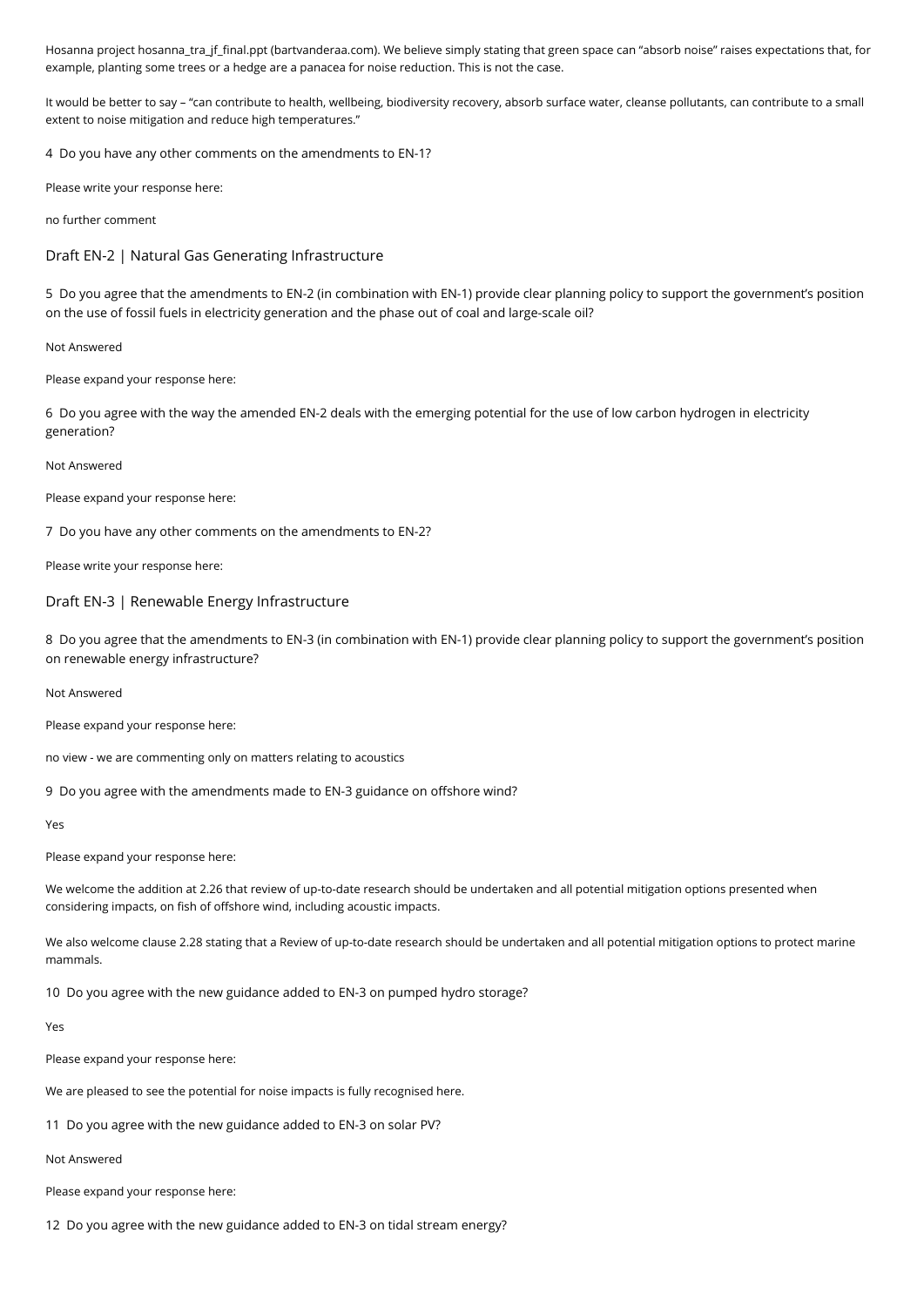Hosanna project hosanna_tra_jf_final.ppt (bartvanderaa.com). We believe simply stating that green space can "absorb noise" raises expectations that, for example, planting some trees or a hedge are a panacea for noise reduction. This is not the case.

It would be better to say – "can contribute to health, wellbeing, biodiversity recovery, absorb surface water, cleanse pollutants, can contribute to a small extent to noise mitigation and reduce high temperatures."

4 Do you have any other comments on the amendments to EN-1?

Please write your response here:

no further comment

## Draft EN-2 | Natural Gas Generating Infrastructure

5 Do you agree that the amendments to EN-2 (in combination with EN-1) provide clear planning policy to support the government's position on the use of fossil fuels in electricity generation and the phase out of coal and large-scale oil?

Not Answered

Please expand your response here:

6 Do you agree with the way the amended EN-2 deals with the emerging potential for the use of low carbon hydrogen in electricity generation?

Not Answered

Please expand your response here:

7 Do you have any other comments on the amendments to EN-2?

Please write your response here:

## Draft EN-3 | Renewable Energy Infrastructure

8 Do you agree that the amendments to EN-3 (in combination with EN-1) provide clear planning policy to support the government's position on renewable energy infrastructure?

Not Answered

Please expand your response here:

no view - we are commenting only on matters relating to acoustics

9 Do you agree with the amendments made to EN-3 guidance on offshore wind?

Yes

Please expand your response here:

We welcome the addition at 2.26 that review of up-to-date research should be undertaken and all potential mitigation options presented when considering impacts, on fish of offshore wind, including acoustic impacts.

We also welcome clause 2.28 stating that a Review of up-to-date research should be undertaken and all potential mitigation options to protect marine mammals.

10 Do you agree with the new guidance added to EN-3 on pumped hydro storage?

Yes

Please expand your response here:

We are pleased to see the potential for noise impacts is fully recognised here.

11 Do you agree with the new guidance added to EN-3 on solar PV?

Not Answered

Please expand your response here:

12 Do you agree with the new guidance added to EN-3 on tidal stream energy?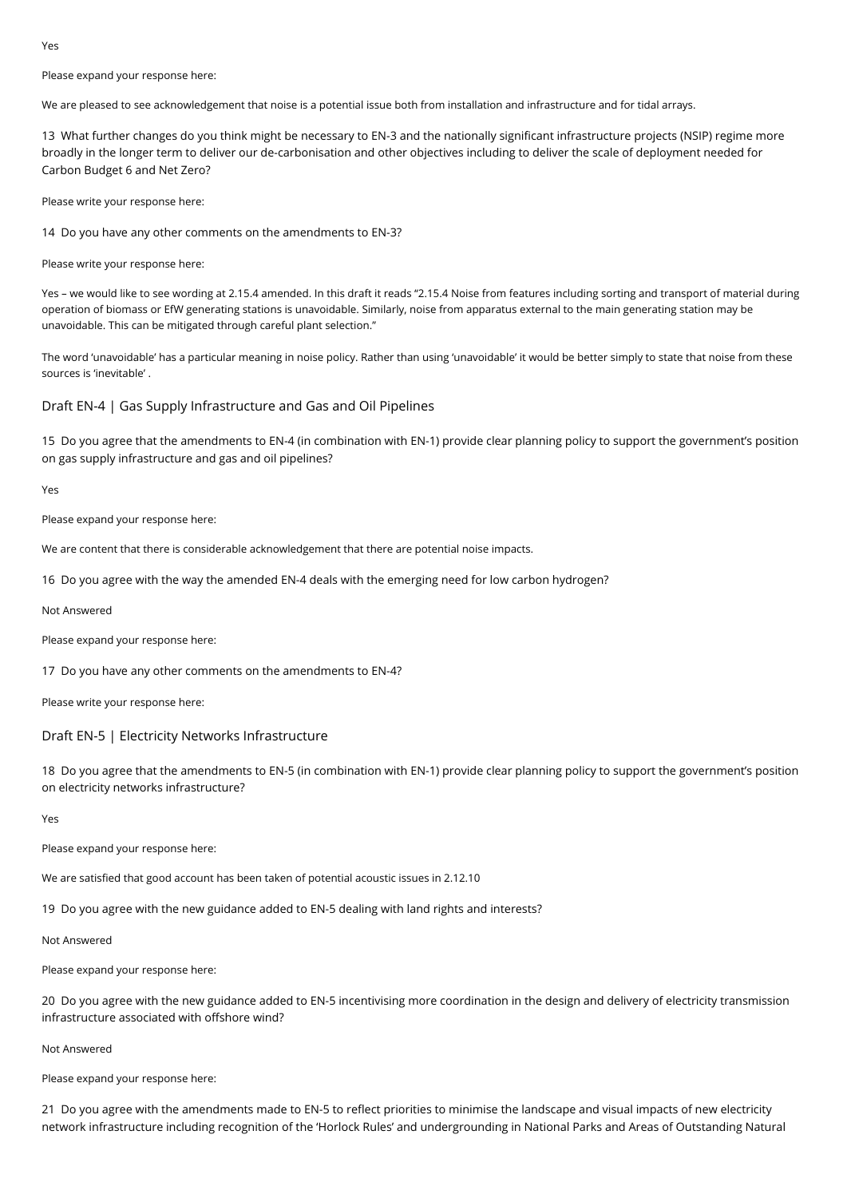Yes

Please expand your response here:

We are pleased to see acknowledgement that noise is a potential issue both from installation and infrastructure and for tidal arrays.

13 What further changes do you think might be necessary to EN-3 and the nationally significant infrastructure projects (NSIP) regime more broadly in the longer term to deliver our de-carbonisation and other objectives including to deliver the scale of deployment needed for Carbon Budget 6 and Net Zero?

Please write your response here:

14 Do you have any other comments on the amendments to EN-3?

Please write your response here:

Yes – we would like to see wording at 2.15.4 amended. In this draft it reads "2.15.4 Noise from features including sorting and transport of material during operation of biomass or EfW generating stations is unavoidable. Similarly, noise from apparatus external to the main generating station may be unavoidable. This can be mitigated through careful plant selection."

The word 'unavoidable' has a particular meaning in noise policy. Rather than using 'unavoidable' it would be better simply to state that noise from these sources is 'inevitable' .

## Draft EN-4 | Gas Supply Infrastructure and Gas and Oil Pipelines

15 Do you agree that the amendments to EN-4 (in combination with EN-1) provide clear planning policy to support the government's position on gas supply infrastructure and gas and oil pipelines?

Yes

Please expand your response here:

We are content that there is considerable acknowledgement that there are potential noise impacts.

16 Do you agree with the way the amended EN-4 deals with the emerging need for low carbon hydrogen?

Not Answered

Please expand your response here:

17 Do you have any other comments on the amendments to EN-4?

Please write your response here:

## Draft EN-5 | Electricity Networks Infrastructure

18 Do you agree that the amendments to EN-5 (in combination with EN-1) provide clear planning policy to support the government's position on electricity networks infrastructure?

Yes

Please expand your response here:

We are satisfied that good account has been taken of potential acoustic issues in 2.12.10

19 Do you agree with the new guidance added to EN-5 dealing with land rights and interests?

Not Answered

Please expand your response here:

20 Do you agree with the new guidance added to EN-5 incentivising more coordination in the design and delivery of electricity transmission infrastructure associated with offshore wind?

Not Answered

Please expand your response here:

21 Do you agree with the amendments made to EN-5 to reflect priorities to minimise the landscape and visual impacts of new electricity network infrastructure including recognition of the 'Horlock Rules' and undergrounding in National Parks and Areas of Outstanding Natural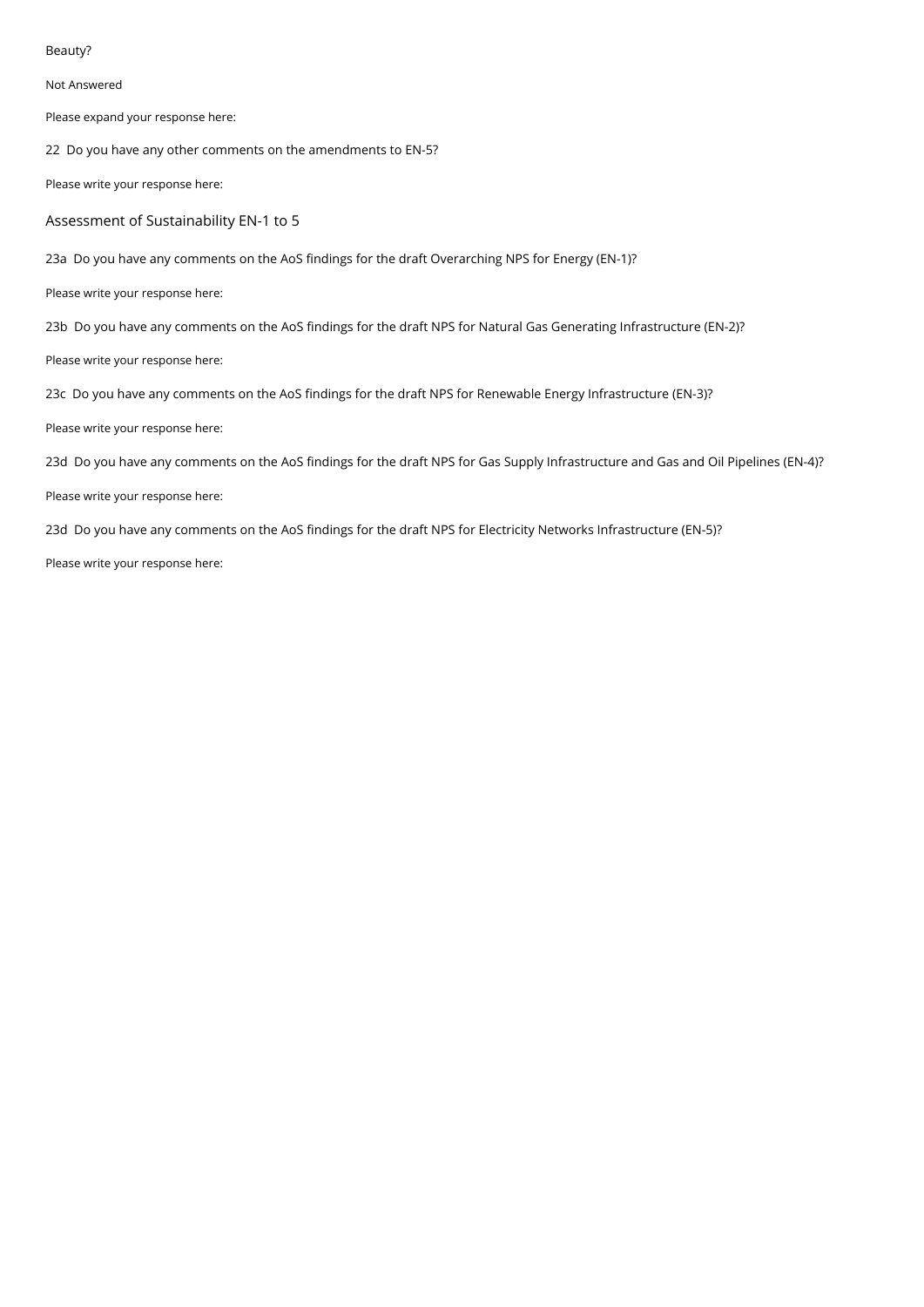Beauty?

Not Answered

Please expand your response here:

22 Do you have any other comments on the amendments to EN-5?

Please write your response here:

## Assessment of Sustainability EN-1 to 5

23a Do you have any comments on the AoS findings for the draft Overarching NPS for Energy (EN-1)?

Please write your response here:

23b Do you have any comments on the AoS findings for the draft NPS for Natural Gas Generating Infrastructure (EN-2)?

Please write your response here:

23c Do you have any comments on the AoS findings for the draft NPS for Renewable Energy Infrastructure (EN-3)?

Please write your response here:

23d Do you have any comments on the AoS findings for the draft NPS for Gas Supply Infrastructure and Gas and Oil Pipelines (EN-4)?

Please write your response here:

23d Do you have any comments on the AoS findings for the draft NPS for Electricity Networks Infrastructure (EN-5)?

Please write your response here: